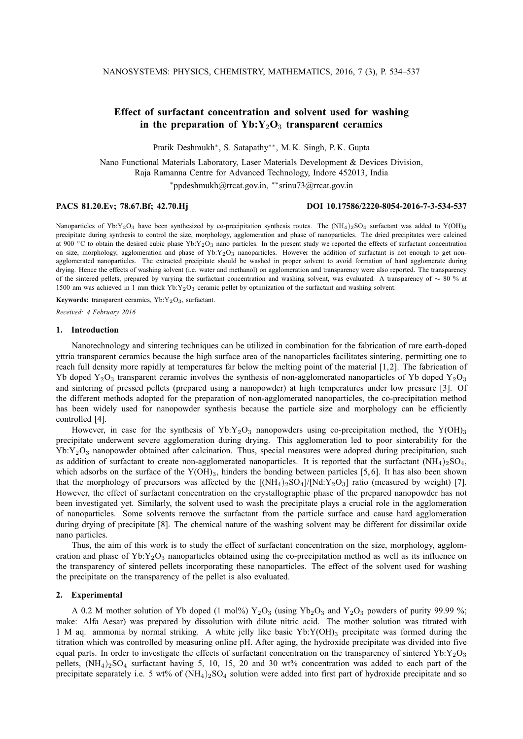# Effect of surfactant concentration and solvent used for washing in the preparation of Yb:$Y_2O_3$ transparent ceramics

Pratik Deshmukh*, S. Satapathy**, M. K. Singh, P. K. Gupta

Nano Functional Materials Laboratory, Laser Materials Development & Devices Division, Raja Ramanna Centre for Advanced Technology, Indore 452013, India

*ppdeshmukh@rrcat.gov.in, **srinu73@rrcat.gov.in

**PACS 81.20.Ev; 78.67.Bf; 42.70.Hj** **DOI 10.17586/2220-8054-2016-7-3-534-537**

Nanoparticles of Yb:$Y_2O_3$ have been synthesized by co-precipitation synthesis routes. The $(NH_4)_2SO_4$ surfactant was added to $Y(OH)_3$ precipitate during synthesis to control the size, morphology, agglomeration and phase of nanoparticles. The dried precipitates were calcined at 900 °C to obtain the desired cubic phase Yb:$Y_2O_3$ nano particles. In the present study we reported the effects of surfactant concentration on size, morphology, agglomeration and phase of Yb:$Y_2O_3$ nanoparticles. However the addition of surfactant is not enough to get non-agglomerated nanoparticles. The extracted precipitate should be washed in proper solvent to avoid formation of hard agglomerate during drying. Hence the effects of washing solvent (i.e. water and methanol) on agglomeration and transparency were also reported. The transparency of the sintered pellets, prepared by varying the surfactant concentration and washing solvent, was evaluated. A transparency of ∼ 80 % at 1500 nm was achieved in 1 mm thick Yb:$Y_2O_3$ ceramic pellet by optimization of the surfactant and washing solvent.

**Keywords:** transparent ceramics, Yb:$Y_2O_3$, surfactant.

*Received: 4 February 2016*

## 1. Introduction

Nanotechnology and sintering techniques can be utilized in combination for the fabrication of rare earth-doped yttria transparent ceramics because the high surface area of the nanoparticles facilitates sintering, permitting one to reach full density more rapidly at temperatures far below the melting point of the material [1,2]. The fabrication of Yb doped $Y_2O_3$ transparent ceramic involves the synthesis of non-agglomerated nanoparticles of Yb doped $Y_2O_3$ and sintering of pressed pellets (prepared using a nanopowder) at high temperatures under low pressure [3]. Of the different methods adopted for the preparation of non-agglomerated nanoparticles, the co-precipitation method has been widely used for nanopowder synthesis because the particle size and morphology can be efficiently controlled [4].

However, in case for the synthesis of Yb:$Y_2O_3$ nanopowders using co-precipitation method, the $Y(OH)_3$ precipitate underwent severe agglomeration during drying. This agglomeration led to poor sinterability for the Yb:$Y_2O_3$ nanopowder obtained after calcination. Thus, special measures were adopted during precipitation, such as addition of surfactant to create non-agglomerated nanoparticles. It is reported that the surfactant $(NH_4)_2SO_4$, which adsorbs on the surface of the $Y(OH)_3$, hinders the bonding between particles [5,6]. It has also been shown that the morphology of precursors was affected by the $[(NH_4)_2SO_4]/[Nd{:}Y_2O_3]$ ratio (measured by weight) [7]. However, the effect of surfactant concentration on the crystallographic phase of the prepared nanopowder has not been investigated yet. Similarly, the solvent used to wash the precipitate plays a crucial role in the agglomeration of nanoparticles. Some solvents remove the surfactant from the particle surface and cause hard agglomeration during drying of precipitate [8]. The chemical nature of the washing solvent may be different for dissimilar oxide nano particles.

Thus, the aim of this work is to study the effect of surfactant concentration on the size, morphology, agglomeration and phase of Yb:$Y_2O_3$ nanoparticles obtained using the co-precipitation method as well as its influence on the transparency of sintered pellets incorporating these nanoparticles. The effect of the solvent used for washing the precipitate on the transparency of the pellet is also evaluated.

## 2. Experimental

A 0.2 M mother solution of Yb doped (1 mol%) $Y_2O_3$ (using $Yb_2O_3$ and $Y_2O_3$ powders of purity 99.99 %; make: Alfa Aesar) was prepared by dissolution with dilute nitric acid. The mother solution was titrated with 1 M aq. ammonia by normal striking. A white jelly like basic Yb:$Y(OH)_3$ precipitate was formed during the titration which was controlled by measuring online pH. After aging, the hydroxide precipitate was divided into five equal parts. In order to investigate the effects of surfactant concentration on the transparency of sintered Yb:$Y_2O_3$ pellets, $(NH_4)_2SO_4$ surfactant having 5, 10, 15, 20 and 30 wt% concentration was added to each part of the precipitate separately i.e. 5 wt% of $(NH_4)_2SO_4$ solution were added into first part of hydroxide precipitate and so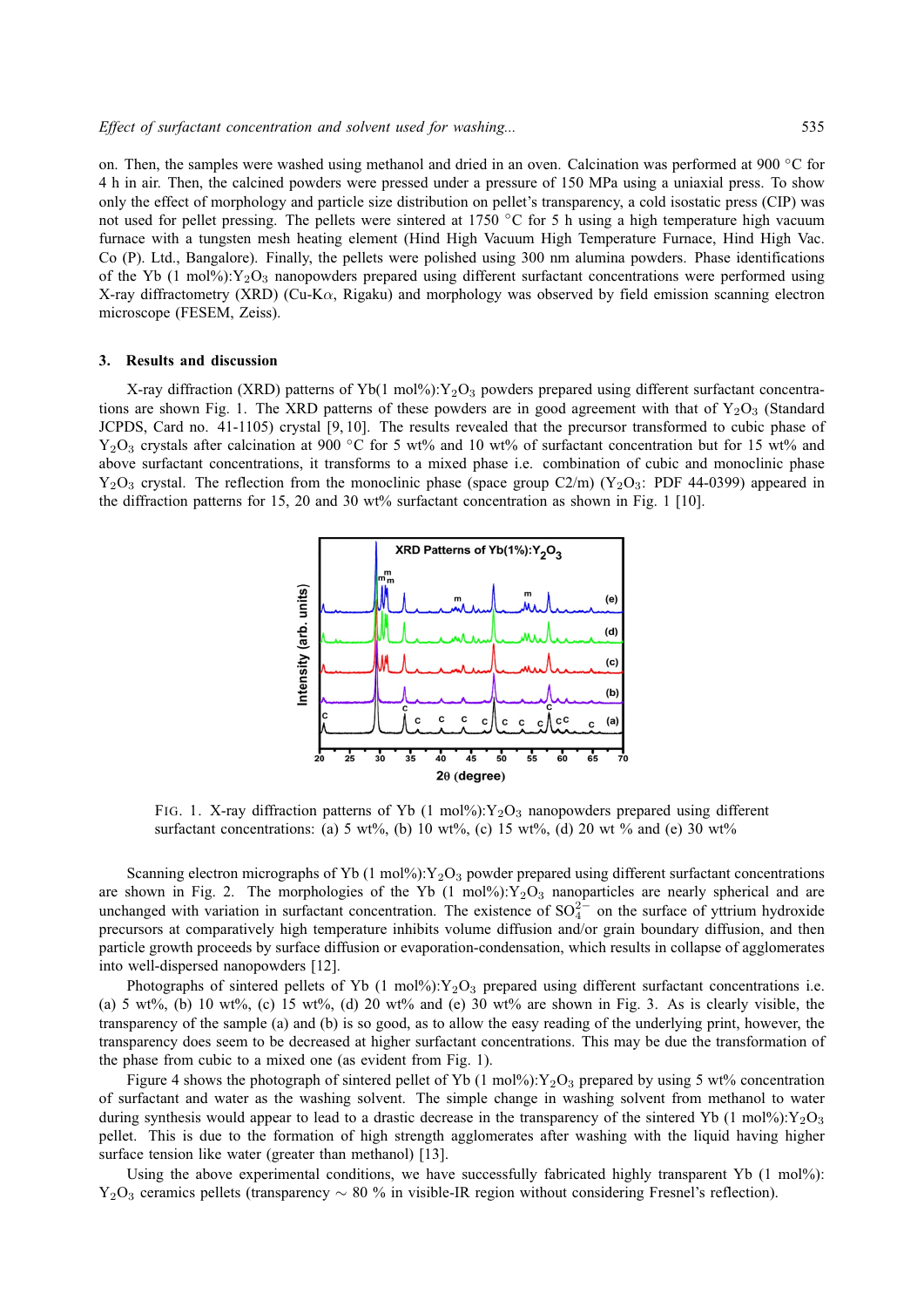on. Then, the samples were washed using methanol and dried in an oven. Calcination was performed at 900 °C for 4 h in air. Then, the calcined powders were pressed under a pressure of 150 MPa using a uniaxial press. To show only the effect of morphology and particle size distribution on pellet's transparency, a cold isostatic press (CIP) was not used for pellet pressing. The pellets were sintered at 1750 °C for 5 h using a high temperature high vacuum furnace with a tungsten mesh heating element (Hind High Vacuum High Temperature Furnace, Hind High Vac. Co (P). Ltd., Bangalore). Finally, the pellets were polished using 300 nm alumina powders. Phase identifications of the Yb (1 mol%):$Y_2O_3$ nanopowders prepared using different surfactant concentrations were performed using X-ray diffractometry (XRD) (Cu-K$\alpha$, Rigaku) and morphology was observed by field emission scanning electron microscope (FESEM, Zeiss).

## 3. Results and discussion

X-ray diffraction (XRD) patterns of Yb(1 mol%):$Y_2O_3$ powders prepared using different surfactant concentrations are shown Fig. 1. The XRD patterns of these powders are in good agreement with that of $Y_2O_3$ (Standard JCPDS, Card no. 41-1105) crystal [9, 10]. The results revealed that the precursor transformed to cubic phase of $Y_2O_3$ crystals after calcination at 900 °C for 5 wt% and 10 wt% of surfactant concentration but for 15 wt% and above surfactant concentrations, it transforms to a mixed phase i.e. combination of cubic and monoclinic phase $Y_2O_3$ crystal. The reflection from the monoclinic phase (space group C2/m) ($Y_2O_3$: PDF 44-0399) appeared in the diffraction patterns for 15, 20 and 30 wt% surfactant concentration as shown in Fig. 1 [10].

FIG. 1. X-ray diffraction patterns of Yb (1 mol%):$Y_2O_3$ nanopowders prepared using different surfactant concentrations: (a) 5 wt%, (b) 10 wt%, (c) 15 wt%, (d) 20 wt % and (e) 30 wt%

Scanning electron micrographs of Yb (1 mol%):$Y_2O_3$ powder prepared using different surfactant concentrations are shown in Fig. 2. The morphologies of the Yb (1 mol%):$Y_2O_3$ nanoparticles are nearly spherical and are unchanged with variation in surfactant concentration. The existence of $SO_4^{2-}$ on the surface of yttrium hydroxide precursors at comparatively high temperature inhibits volume diffusion and/or grain boundary diffusion, and then particle growth proceeds by surface diffusion or evaporation-condensation, which results in collapse of agglomerates into well-dispersed nanopowders [12].

Photographs of sintered pellets of Yb (1 mol%):$Y_2O_3$ prepared using different surfactant concentrations i.e. (a) 5 wt%, (b) 10 wt%, (c) 15 wt%, (d) 20 wt% and (e) 30 wt% are shown in Fig. 3. As is clearly visible, the transparency of the sample (a) and (b) is so good, as to allow the easy reading of the underlying print, however, the transparency does seem to be decreased at higher surfactant concentrations. This may be due the transformation of the phase from cubic to a mixed one (as evident from Fig. 1).

Figure 4 shows the photograph of sintered pellet of Yb (1 mol%):$Y_2O_3$ prepared by using 5 wt% concentration of surfactant and water as the washing solvent. The simple change in washing solvent from methanol to water during synthesis would appear to lead to a drastic decrease in the transparency of the sintered Yb (1 mol%):$Y_2O_3$ pellet. This is due to the formation of high strength agglomerates after washing with the liquid having higher surface tension like water (greater than methanol) [13].

Using the above experimental conditions, we have successfully fabricated highly transparent Yb (1 mol%): $Y_2O_3$ ceramics pellets (transparency ~ 80 % in visible-IR region without considering Fresnel's reflection).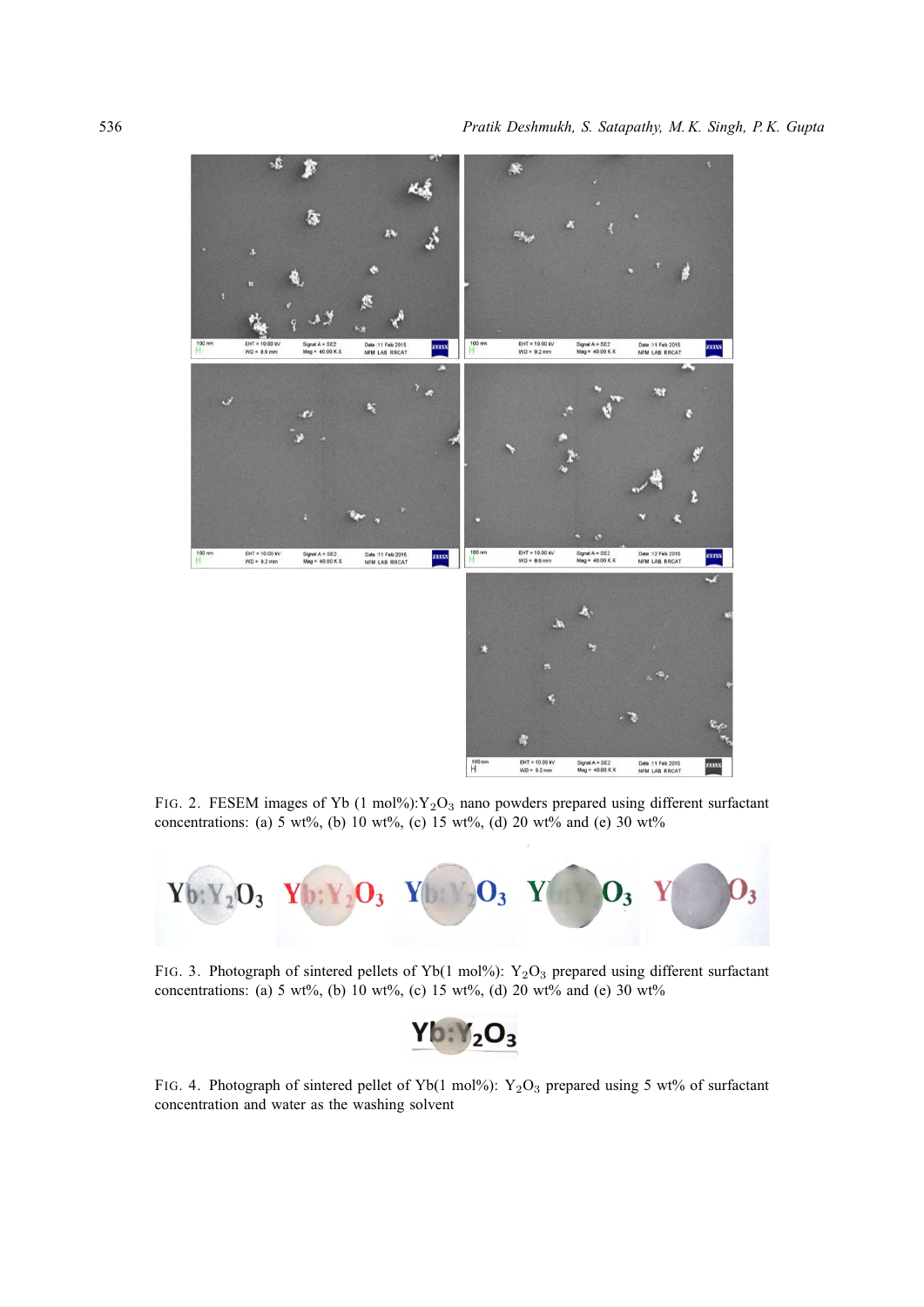FIG. 2. FESEM images of Yb (1 mol%):$Y_2O_3$ nano powders prepared using different surfactant concentrations: (a) 5 wt%, (b) 10 wt%, (c) 15 wt%, (d) 20 wt% and (e) 30 wt%

FIG. 3. Photograph of sintered pellets of Yb(1 mol%): $Y_2O_3$ prepared using different surfactant concentrations: (a) 5 wt%, (b) 10 wt%, (c) 15 wt%, (d) 20 wt% and (e) 30 wt%

FIG. 4. Photograph of sintered pellet of Yb(1 mol%): $Y_2O_3$ prepared using 5 wt% of surfactant concentration and water as the washing solvent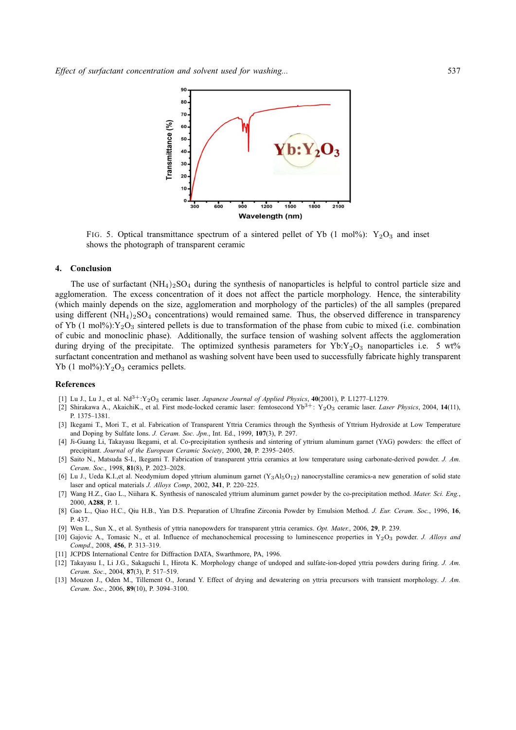Transmittance (%)

90
80
70
60
50
40
30
20
10
0

300 600 900 1200 1500 1800 2100

Wavelength (nm)

$Yb:Y_2O_3$

FIG. 5. Optical transmittance spectrum of a sintered pellet of Yb (1 mol%): $Y_2O_3$ and inset shows the photograph of transparent ceramic

## 4. Conclusion

The use of surfactant $(NH_4)_2SO_4$ during the synthesis of nanoparticles is helpful to control particle size and agglomeration. The excess concentration of it does not affect the particle morphology. Hence, the sinterability (which mainly depends on the size, agglomeration and morphology of the particles) of the all samples (prepared using different $(NH_4)_2SO_4$ concentrations) would remained same. Thus, the observed difference in transparency of Yb (1 mol%):$Y_2O_3$ sintered pellets is due to transformation of the phase from cubic to mixed (i.e. combination of cubic and monoclinic phase). Additionally, the surface tension of washing solvent affects the agglomeration during drying of the precipitate. The optimized synthesis parameters for Yb:$Y_2O_3$ nanoparticles i.e. 5 wt% surfactant concentration and methanol as washing solvent have been used to successfully fabricate highly transparent Yb (1 mol%):$Y_2O_3$ ceramics pellets.

## References

[1] Lu J., Lu J., et al. $Nd^{3+}$:$Y_2O_3$ ceramic laser. *Japanese Journal of Applied Physics*, **40**(2001), P. L1277–L1279.

[2] Shirakawa A., AkaichiK., et al. First mode-locked ceramic laser: femtosecond $Yb^{3+}$: $Y_2O_3$ ceramic laser. *Laser Physics*, 2004, **14**(11), P. 1375–1381.

[3] Ikegami T., Mori T., et al. Fabrication of Transparent Yttria Ceramics through the Synthesis of Yttrium Hydroxide at Low Temperature and Doping by Sulfate Ions. *J. Ceram. Soc. Jpn*., Int. Ed., 1999, **107**(3), P. 297.

[4] Ji-Guang Li, Takayasu Ikegami, et al. Co-precipitation synthesis and sintering of yttrium aluminum garnet (YAG) powders: the effect of precipitant. *Journal of the European Ceramic Society*, 2000, **20**, P. 2395–2405.

[5] Saito N., Matsuda S-I., Ikegami T. Fabrication of transparent yttria ceramics at low temperature using carbonate-derived powder. *J. Am. Ceram. Soc*., 1998, **81**(8), P. 2023–2028.

[6] Lu J., Ueda K.I.,et al. Neodymium doped yttrium aluminum garnet ($Y_3Al_5O_{12}$) nanocrystalline ceramics-a new generation of solid state laser and optical materials *J. Alloys Comp*, 2002, **341**, P. 220–225.

[7] Wang H.Z., Gao L., Niihara K. Synthesis of nanoscaled yttrium aluminum garnet powder by the co-precipitation method. *Mater. Sci. Eng.*, 2000, **A288**, P. 1.

[8] Gao L., Qiao H.C., Qiu H.B., Yan D.S. Preparation of Ultrafine Zirconia Powder by Emulsion Method. *J. Eur. Ceram. Soc.*, 1996, **16**, P. 437.

[9] Wen L., Sun X., et al. Synthesis of yttria nanopowders for transparent yttria ceramics. *Opt. Mater.*, 2006, **29**, P. 239.

[10] Gajovic A., Tomasic N., et al. Influence of mechanochemical processing to luminescence properties in $Y_2O_3$ powder. *J. Alloys and Compd*., 2008, **456**, P. 313–319.

[11] JCPDS International Centre for Diffraction DATA, Swarthmore, PA, 1996.

[12] Takayasu I., Li J.G., Sakaguchi I., Hirota K. Morphology change of undoped and sulfate-ion-doped yttria powders during firing. *J. Am. Ceram. Soc*., 2004, **87**(3), P. 517–519.

[13] Mouzon J., Oden M., Tillement O., Jorand Y. Effect of drying and dewatering on yttria precursors with transient morphology. *J. Am. Ceram. Soc.*, 2006, **89**(10), P. 3094–3100.